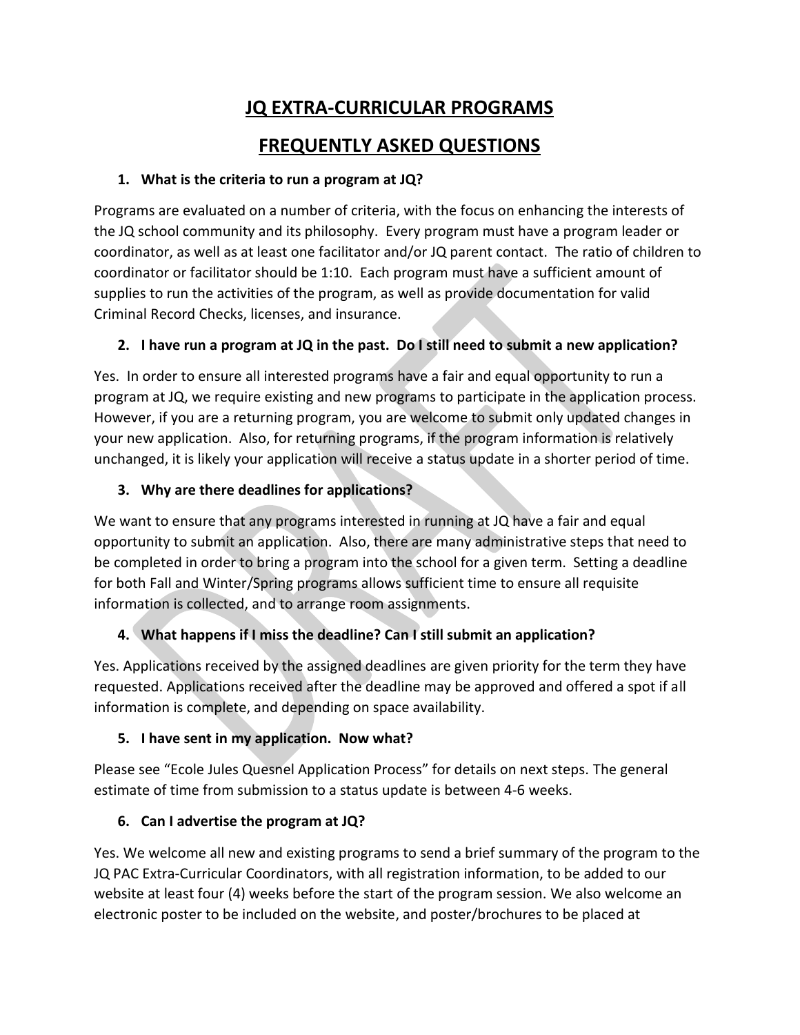# JQ EXTRA-CURRICULAR PROGRAMS

# FREQUENTLY ASKED QUESTIONS

1. **What is the criteria to run a program at JQ?**

Programs are evaluated on a number of criteria, with the focus on enhancing the interests of the JQ school community and its philosophy. Every program must have a program leader or coordinator, as well as at least one facilitator and/or JQ parent contact. The ratio of children to coordinator or facilitator should be 1:10. Each program must have a sufficient amount of supplies to run the activities of the program, as well as provide documentation for valid Criminal Record Checks, licenses, and insurance.

2. **I have run a program at JQ in the past. Do I still need to submit a new application?**

Yes. In order to ensure all interested programs have a fair and equal opportunity to run a program at JQ, we require existing and new programs to participate in the application process. However, if you are a returning program, you are welcome to submit only updated changes in your new application. Also, for returning programs, if the program information is relatively unchanged, it is likely your application will receive a status update in a shorter period of time.

3. **Why are there deadlines for applications?**

We want to ensure that any programs interested in running at JQ have a fair and equal opportunity to submit an application. Also, there are many administrative steps that need to be completed in order to bring a program into the school for a given term. Setting a deadline for both Fall and Winter/Spring programs allows sufficient time to ensure all requisite information is collected, and to arrange room assignments.

4. **What happens if I miss the deadline? Can I still submit an application?**

Yes. Applications received by the assigned deadlines are given priority for the term they have requested. Applications received after the deadline may be approved and offered a spot if all information is complete, and depending on space availability.

5. **I have sent in my application. Now what?**

Please see "Ecole Jules Quesnel Application Process" for details on next steps. The general estimate of time from submission to a status update is between 4-6 weeks.

6. **Can I advertise the program at JQ?**

Yes. We welcome all new and existing programs to send a brief summary of the program to the JQ PAC Extra-Curricular Coordinators, with all registration information, to be added to our website at least four (4) weeks before the start of the program session. We also welcome an electronic poster to be included on the website, and poster/brochures to be placed at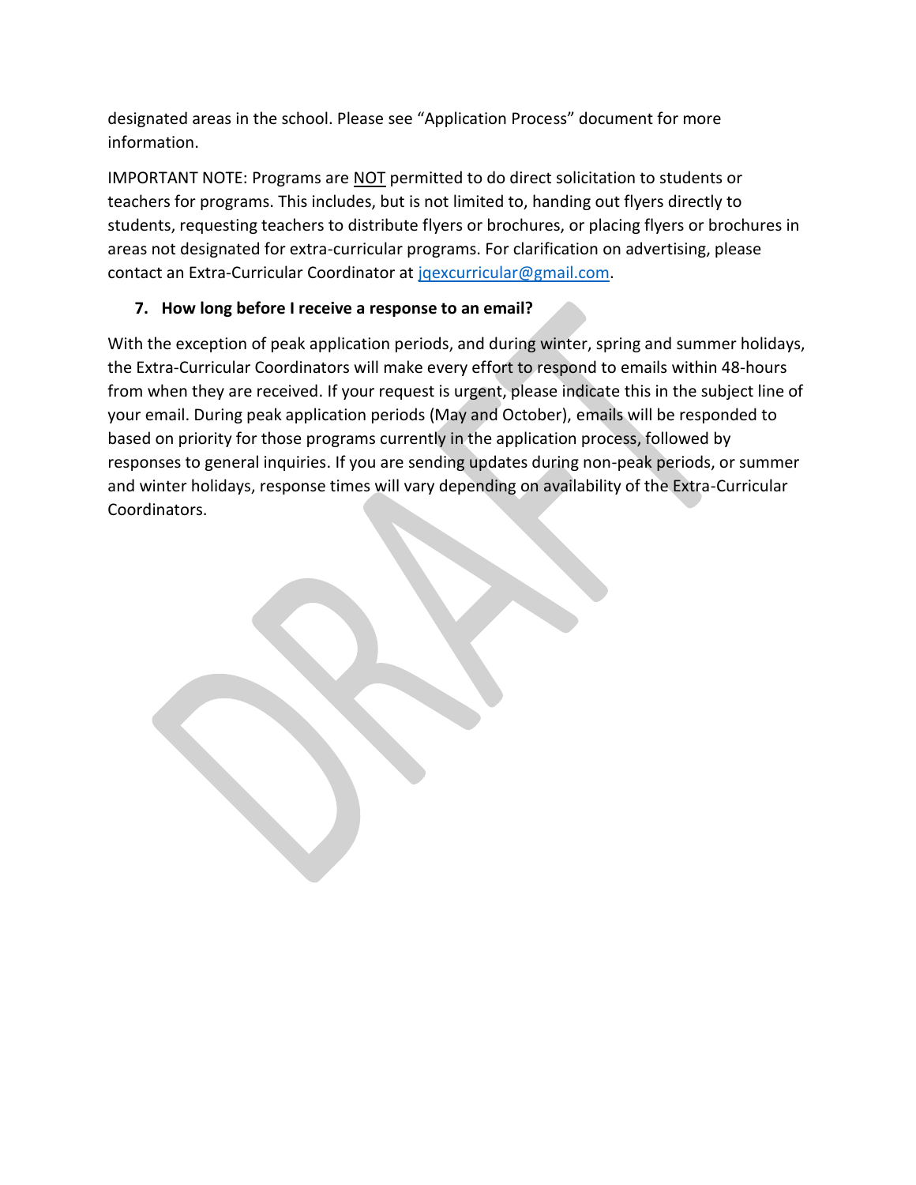designated areas in the school. Please see "Application Process" document for more information.

IMPORTANT NOTE: Programs are NOT permitted to do direct solicitation to students or teachers for programs. This includes, but is not limited to, handing out flyers directly to students, requesting teachers to distribute flyers or brochures, or placing flyers or brochures in areas not designated for extra-curricular programs. For clarification on advertising, please contact an Extra-Curricular Coordinator at jqexcurricular@gmail.com.

7. **How long before I receive a response to an email?**

With the exception of peak application periods, and during winter, spring and summer holidays, the Extra-Curricular Coordinators will make every effort to respond to emails within 48-hours from when they are received. If your request is urgent, please indicate this in the subject line of your email. During peak application periods (May and October), emails will be responded to based on priority for those programs currently in the application process, followed by responses to general inquiries. If you are sending updates during non-peak periods, or summer and winter holidays, response times will vary depending on availability of the Extra-Curricular Coordinators.